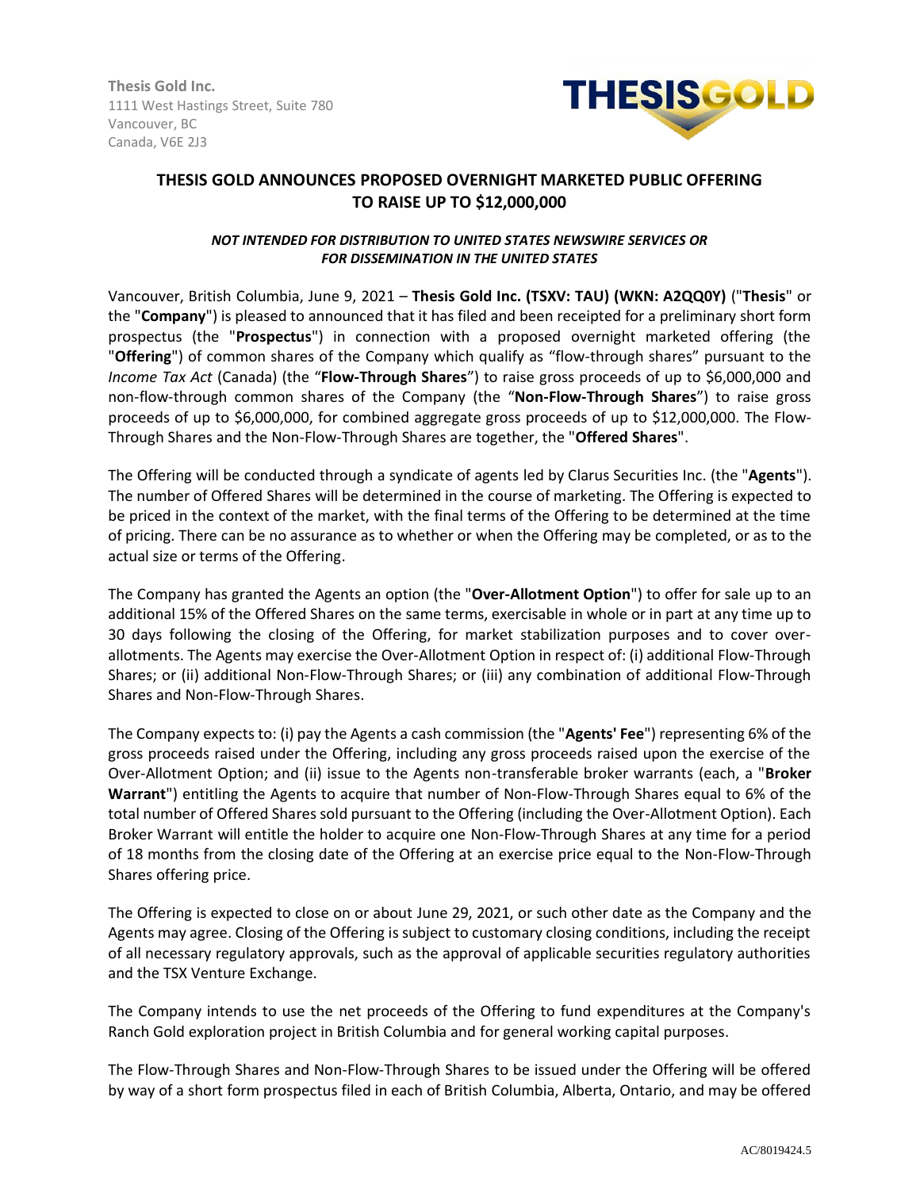**Thesis Gold Inc.**
1111 West Hastings Street, Suite 780
Vancouver, BC
Canada, V6E 2J3

THESISGOLD

# THESIS GOLD ANNOUNCES PROPOSED OVERNIGHT MARKETED PUBLIC OFFERING TO RAISE UP TO $12,000,000

***NOT INTENDED FOR DISTRIBUTION TO UNITED STATES NEWSWIRE SERVICES OR FOR DISSEMINATION IN THE UNITED STATES***

Vancouver, British Columbia, June 9, 2021 – **Thesis Gold Inc. (TSXV: TAU) (WKN: A2QQ0Y)** ("**Thesis**" or the "**Company**") is pleased to announced that it has filed and been receipted for a preliminary short form prospectus (the "**Prospectus**") in connection with a proposed overnight marketed offering (the "**Offering**") of common shares of the Company which qualify as "flow-through shares" pursuant to the *Income Tax Act* (Canada) (the "**Flow-Through Shares**") to raise gross proceeds of up to $6,000,000 and non-flow-through common shares of the Company (the "**Non-Flow-Through Shares**") to raise gross proceeds of up to $6,000,000, for combined aggregate gross proceeds of up to $12,000,000. The Flow-Through Shares and the Non-Flow-Through Shares are together, the "**Offered Shares**".

The Offering will be conducted through a syndicate of agents led by Clarus Securities Inc. (the "**Agents**"). The number of Offered Shares will be determined in the course of marketing. The Offering is expected to be priced in the context of the market, with the final terms of the Offering to be determined at the time of pricing. There can be no assurance as to whether or when the Offering may be completed, or as to the actual size or terms of the Offering.

The Company has granted the Agents an option (the "**Over-Allotment Option**") to offer for sale up to an additional 15% of the Offered Shares on the same terms, exercisable in whole or in part at any time up to 30 days following the closing of the Offering, for market stabilization purposes and to cover over-allotments. The Agents may exercise the Over-Allotment Option in respect of: (i) additional Flow-Through Shares; or (ii) additional Non-Flow-Through Shares; or (iii) any combination of additional Flow-Through Shares and Non-Flow-Through Shares.

The Company expects to: (i) pay the Agents a cash commission (the "**Agents' Fee**") representing 6% of the gross proceeds raised under the Offering, including any gross proceeds raised upon the exercise of the Over-Allotment Option; and (ii) issue to the Agents non-transferable broker warrants (each, a "**Broker Warrant**") entitling the Agents to acquire that number of Non-Flow-Through Shares equal to 6% of the total number of Offered Shares sold pursuant to the Offering (including the Over-Allotment Option). Each Broker Warrant will entitle the holder to acquire one Non-Flow-Through Shares at any time for a period of 18 months from the closing date of the Offering at an exercise price equal to the Non-Flow-Through Shares offering price.

The Offering is expected to close on or about June 29, 2021, or such other date as the Company and the Agents may agree. Closing of the Offering is subject to customary closing conditions, including the receipt of all necessary regulatory approvals, such as the approval of applicable securities regulatory authorities and the TSX Venture Exchange.

The Company intends to use the net proceeds of the Offering to fund expenditures at the Company's Ranch Gold exploration project in British Columbia and for general working capital purposes.

The Flow-Through Shares and Non-Flow-Through Shares to be issued under the Offering will be offered by way of a short form prospectus filed in each of British Columbia, Alberta, Ontario, and may be offered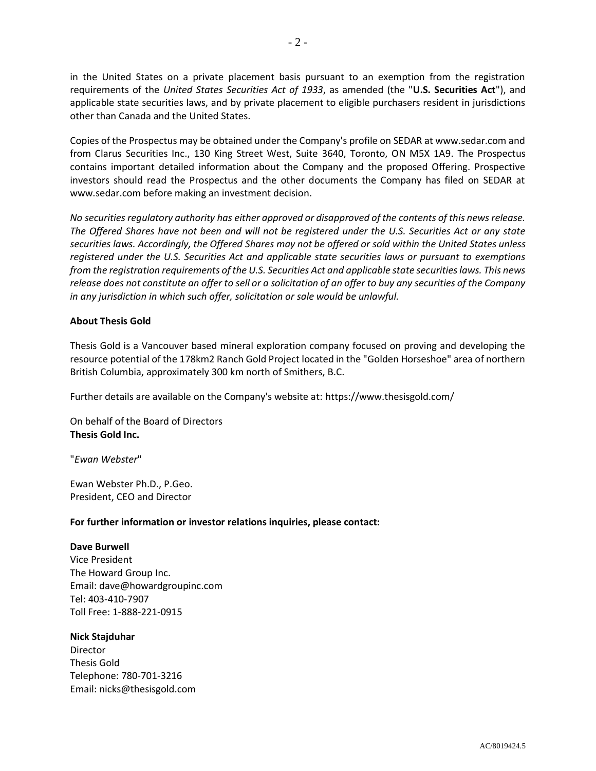in the United States on a private placement basis pursuant to an exemption from the registration requirements of the *United States Securities Act of 1933*, as amended (the "**U.S. Securities Act**"), and applicable state securities laws, and by private placement to eligible purchasers resident in jurisdictions other than Canada and the United States.

Copies of the Prospectus may be obtained under the Company's profile on SEDAR at www.sedar.com and from Clarus Securities Inc., 130 King Street West, Suite 3640, Toronto, ON M5X 1A9. The Prospectus contains important detailed information about the Company and the proposed Offering. Prospective investors should read the Prospectus and the other documents the Company has filed on SEDAR at www.sedar.com before making an investment decision.

*No securities regulatory authority has either approved or disapproved of the contents of this news release. The Offered Shares have not been and will not be registered under the U.S. Securities Act or any state securities laws. Accordingly, the Offered Shares may not be offered or sold within the United States unless registered under the U.S. Securities Act and applicable state securities laws or pursuant to exemptions from the registration requirements of the U.S. Securities Act and applicable state securities laws. This news release does not constitute an offer to sell or a solicitation of an offer to buy any securities of the Company in any jurisdiction in which such offer, solicitation or sale would be unlawful.*

**About Thesis Gold**

Thesis Gold is a Vancouver based mineral exploration company focused on proving and developing the resource potential of the 178km2 Ranch Gold Project located in the "Golden Horseshoe" area of northern British Columbia, approximately 300 km north of Smithers, B.C.

Further details are available on the Company's website at: https://www.thesisgold.com/

On behalf of the Board of Directors
**Thesis Gold Inc.**

"*Ewan Webster*"

Ewan Webster Ph.D., P.Geo.
President, CEO and Director

**For further information or investor relations inquiries, please contact:**

**Dave Burwell**
Vice President
The Howard Group Inc.
Email: dave@howardgroupinc.com
Tel: 403-410-7907
Toll Free: 1-888-221-0915

**Nick Stajduhar**
Director
Thesis Gold
Telephone: 780-701-3216
Email: nicks@thesisgold.com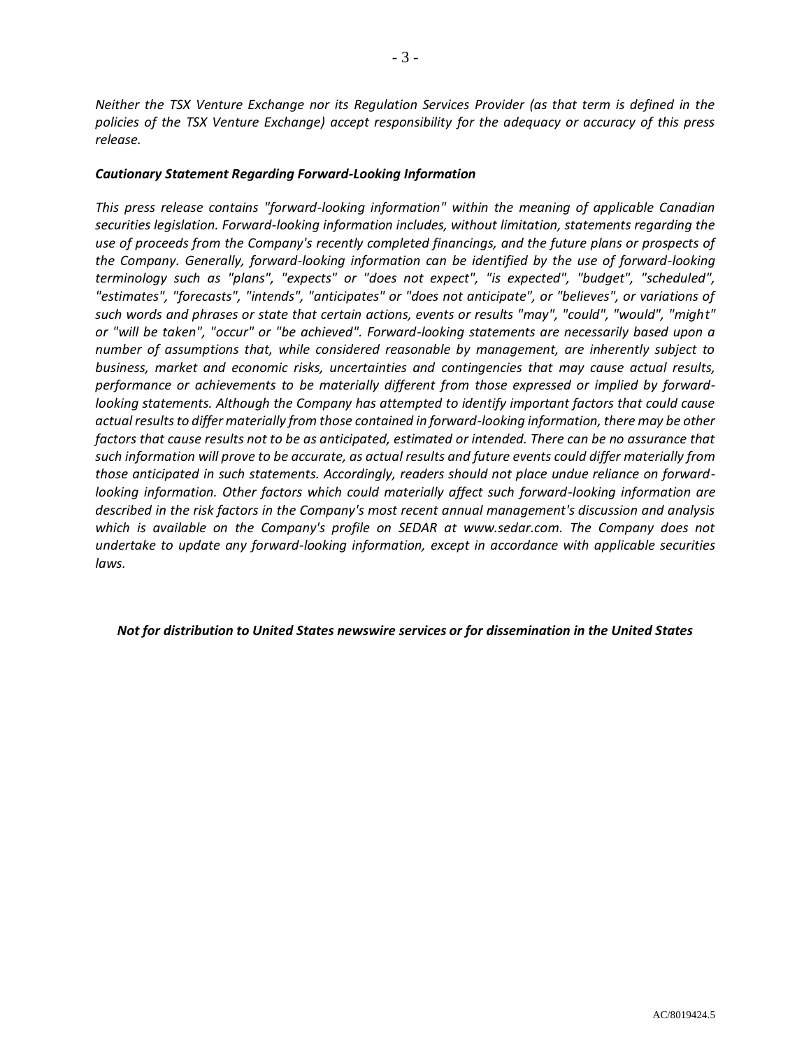*Neither the TSX Venture Exchange nor its Regulation Services Provider (as that term is defined in the policies of the TSX Venture Exchange) accept responsibility for the adequacy or accuracy of this press release.*

***Cautionary Statement Regarding Forward-Looking Information***

*This press release contains "forward-looking information" within the meaning of applicable Canadian securities legislation. Forward-looking information includes, without limitation, statements regarding the use of proceeds from the Company's recently completed financings, and the future plans or prospects of the Company. Generally, forward-looking information can be identified by the use of forward-looking terminology such as "plans", "expects" or "does not expect", "is expected", "budget", "scheduled", "estimates", "forecasts", "intends", "anticipates" or "does not anticipate", or "believes", or variations of such words and phrases or state that certain actions, events or results "may", "could", "would", "might" or "will be taken", "occur" or "be achieved". Forward-looking statements are necessarily based upon a number of assumptions that, while considered reasonable by management, are inherently subject to business, market and economic risks, uncertainties and contingencies that may cause actual results, performance or achievements to be materially different from those expressed or implied by forward-looking statements. Although the Company has attempted to identify important factors that could cause actual results to differ materially from those contained in forward-looking information, there may be other factors that cause results not to be as anticipated, estimated or intended. There can be no assurance that such information will prove to be accurate, as actual results and future events could differ materially from those anticipated in such statements. Accordingly, readers should not place undue reliance on forward-looking information. Other factors which could materially affect such forward-looking information are described in the risk factors in the Company's most recent annual management's discussion and analysis which is available on the Company's profile on SEDAR at www.sedar.com. The Company does not undertake to update any forward-looking information, except in accordance with applicable securities laws.*

***Not for distribution to United States newswire services or for dissemination in the United States***

AC/8019424.5